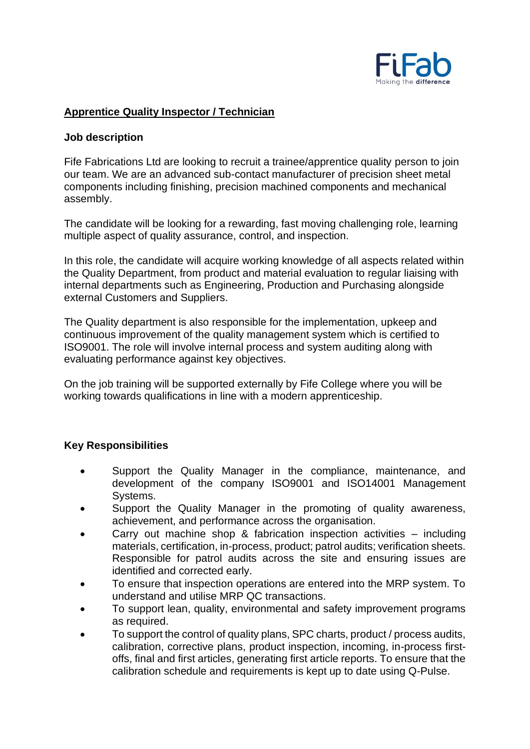FiFab
Making the difference

# Apprentice Quality Inspector / Technician

**Job description**

Fife Fabrications Ltd are looking to recruit a trainee/apprentice quality person to join our team. We are an advanced sub-contact manufacturer of precision sheet metal components including finishing, precision machined components and mechanical assembly.

The candidate will be looking for a rewarding, fast moving challenging role, learning multiple aspect of quality assurance, control, and inspection.

In this role, the candidate will acquire working knowledge of all aspects related within the Quality Department, from product and material evaluation to regular liaising with internal departments such as Engineering, Production and Purchasing alongside external Customers and Suppliers.

The Quality department is also responsible for the implementation, upkeep and continuous improvement of the quality management system which is certified to ISO9001. The role will involve internal process and system auditing along with evaluating performance against key objectives.

On the job training will be supported externally by Fife College where you will be working towards qualifications in line with a modern apprenticeship.

**Key Responsibilities**

- Support the Quality Manager in the compliance, maintenance, and development of the company ISO9001 and ISO14001 Management Systems.
- Support the Quality Manager in the promoting of quality awareness, achievement, and performance across the organisation.
- Carry out machine shop & fabrication inspection activities – including materials, certification, in-process, product; patrol audits; verification sheets. Responsible for patrol audits across the site and ensuring issues are identified and corrected early.
- To ensure that inspection operations are entered into the MRP system. To understand and utilise MRP QC transactions.
- To support lean, quality, environmental and safety improvement programs as required.
- To support the control of quality plans, SPC charts, product / process audits, calibration, corrective plans, product inspection, incoming, in-process first-offs, final and first articles, generating first article reports. To ensure that the calibration schedule and requirements is kept up to date using Q-Pulse.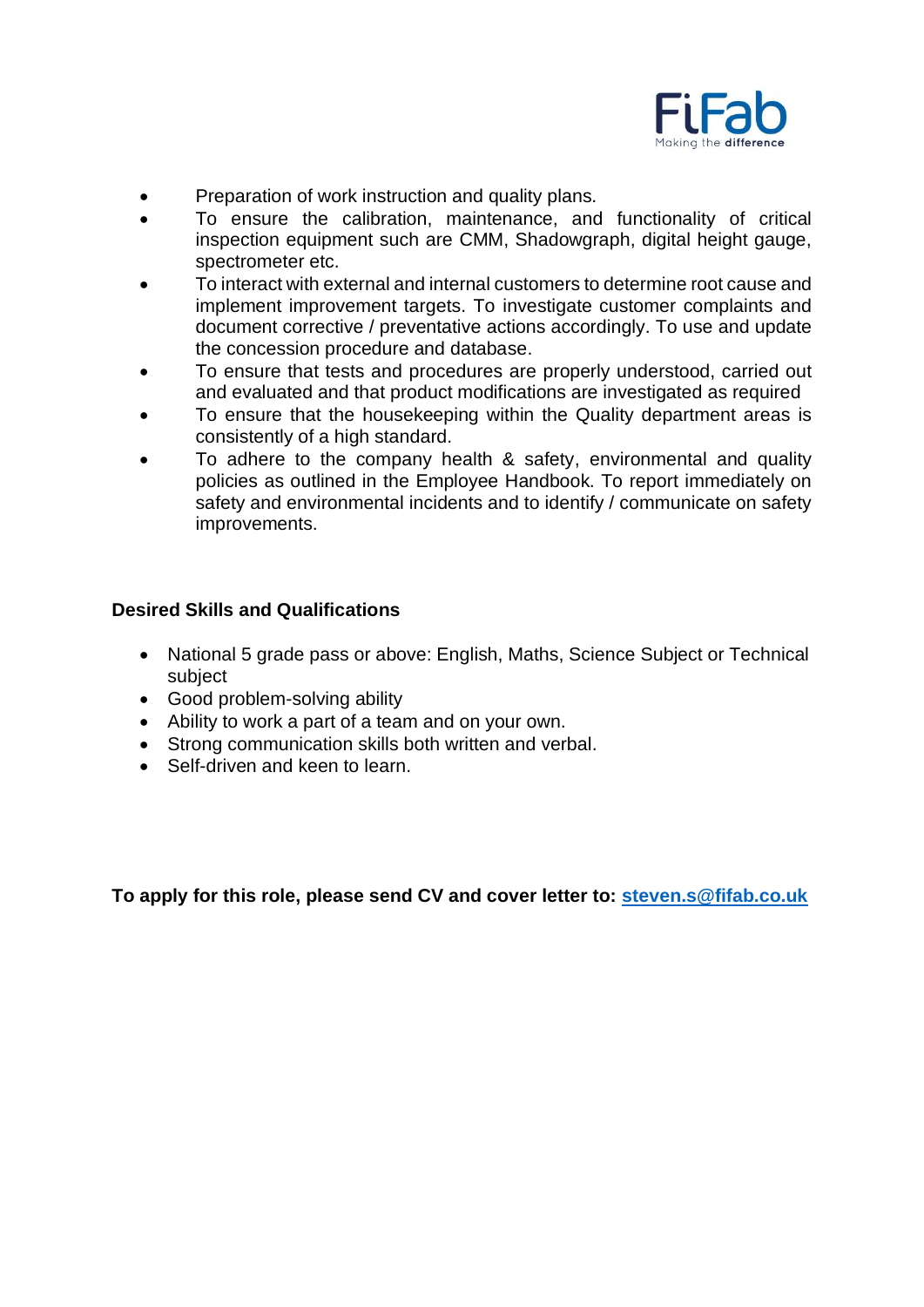- Preparation of work instruction and quality plans.
- To ensure the calibration, maintenance, and functionality of critical inspection equipment such are CMM, Shadowgraph, digital height gauge, spectrometer etc.
- To interact with external and internal customers to determine root cause and implement improvement targets. To investigate customer complaints and document corrective / preventative actions accordingly. To use and update the concession procedure and database.
- To ensure that tests and procedures are properly understood, carried out and evaluated and that product modifications are investigated as required
- To ensure that the housekeeping within the Quality department areas is consistently of a high standard.
- To adhere to the company health & safety, environmental and quality policies as outlined in the Employee Handbook. To report immediately on safety and environmental incidents and to identify / communicate on safety improvements.

**Desired Skills and Qualifications**

- National 5 grade pass or above: English, Maths, Science Subject or Technical subject
- Good problem-solving ability
- Ability to work a part of a team and on your own.
- Strong communication skills both written and verbal.
- Self-driven and keen to learn.

**To apply for this role, please send CV and cover letter to: steven.s@fifab.co.uk**